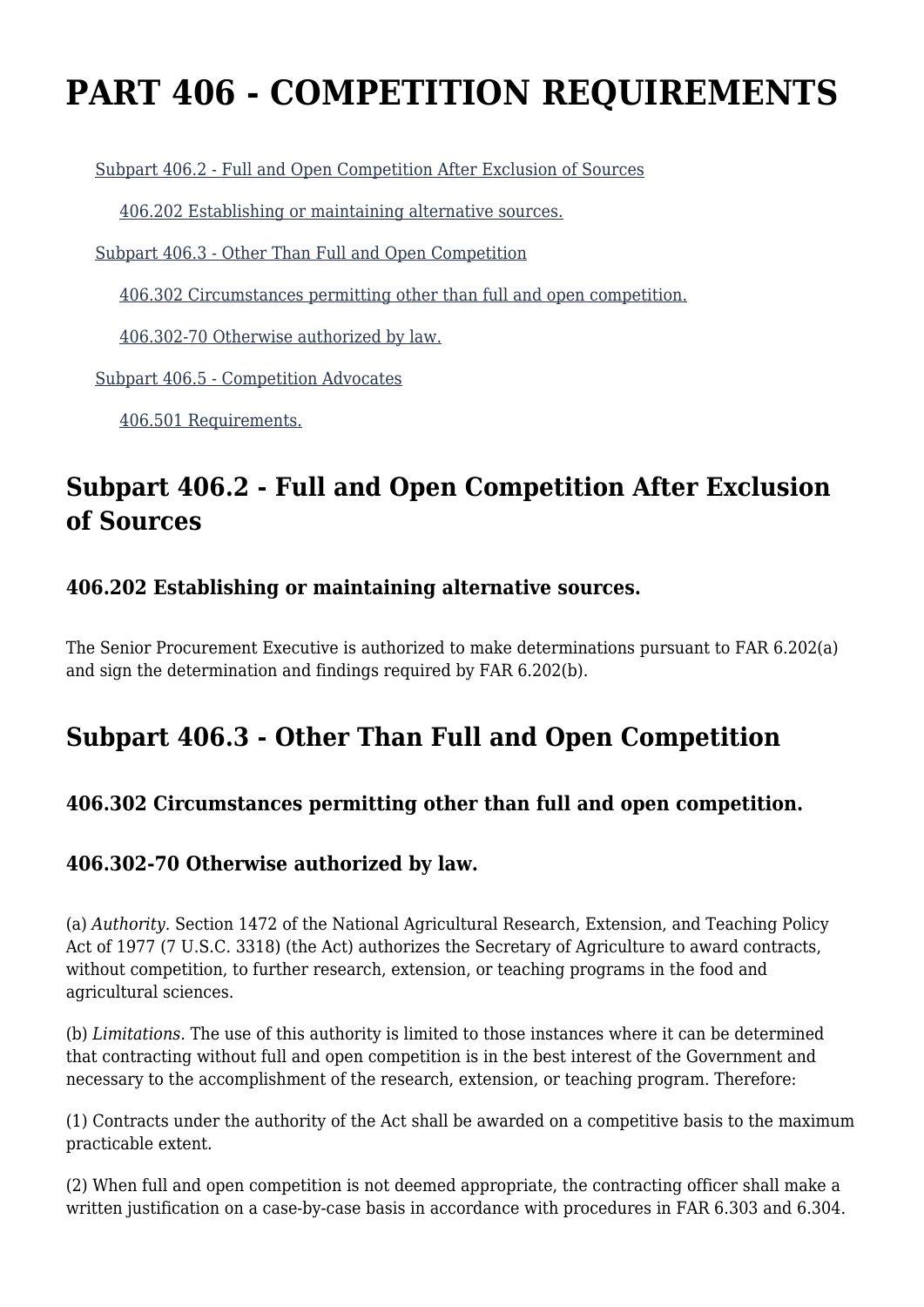# PART 406 - COMPETITION REQUIREMENTS

- Subpart 406.2 - Full and Open Competition After Exclusion of Sources
  - 406.202 Establishing or maintaining alternative sources.
- Subpart 406.3 - Other Than Full and Open Competition
  - 406.302 Circumstances permitting other than full and open competition.
  - 406.302-70 Otherwise authorized by law.
- Subpart 406.5 - Competition Advocates
  - 406.501 Requirements.

## Subpart 406.2 - Full and Open Competition After Exclusion of Sources

### 406.202 Establishing or maintaining alternative sources.

The Senior Procurement Executive is authorized to make determinations pursuant to FAR 6.202(a) and sign the determination and findings required by FAR 6.202(b).

## Subpart 406.3 - Other Than Full and Open Competition

### 406.302 Circumstances permitting other than full and open competition.

### 406.302-70 Otherwise authorized by law.

(a) *Authority.* Section 1472 of the National Agricultural Research, Extension, and Teaching Policy Act of 1977 (7 U.S.C. 3318) (the Act) authorizes the Secretary of Agriculture to award contracts, without competition, to further research, extension, or teaching programs in the food and agricultural sciences.

(b) *Limitations.* The use of this authority is limited to those instances where it can be determined that contracting without full and open competition is in the best interest of the Government and necessary to the accomplishment of the research, extension, or teaching program. Therefore:

(1) Contracts under the authority of the Act shall be awarded on a competitive basis to the maximum practicable extent.

(2) When full and open competition is not deemed appropriate, the contracting officer shall make a written justification on a case-by-case basis in accordance with procedures in FAR 6.303 and 6.304.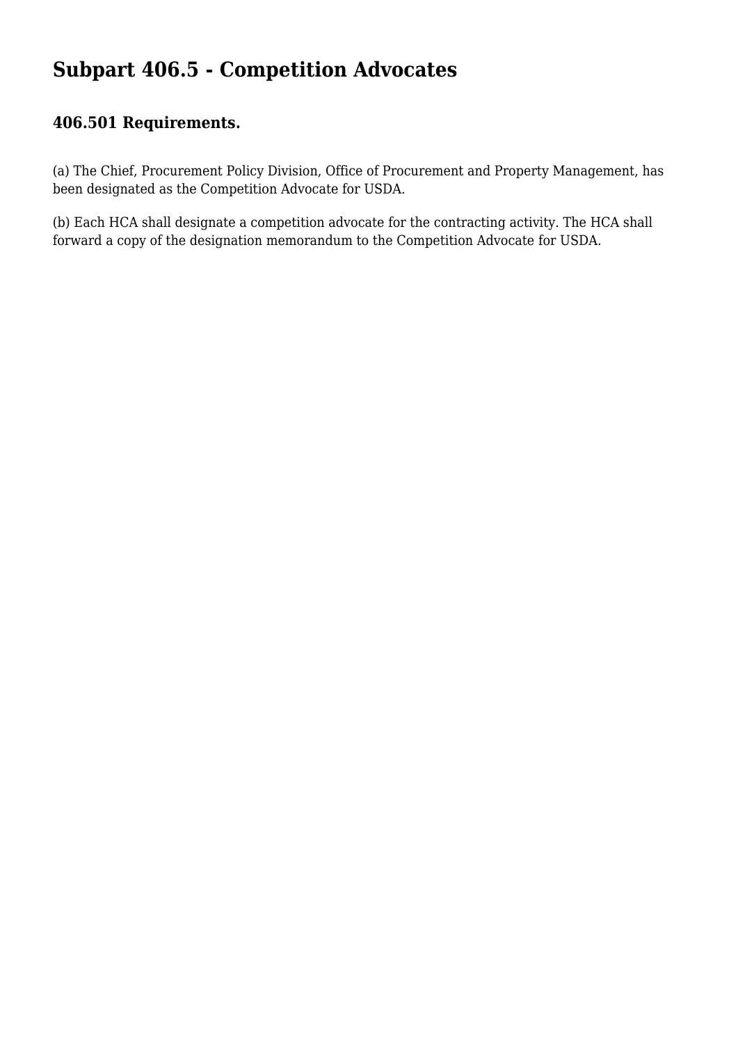## Subpart 406.5 - Competition Advocates

### 406.501 Requirements.

(a) The Chief, Procurement Policy Division, Office of Procurement and Property Management, has been designated as the Competition Advocate for USDA.

(b) Each HCA shall designate a competition advocate for the contracting activity. The HCA shall forward a copy of the designation memorandum to the Competition Advocate for USDA.